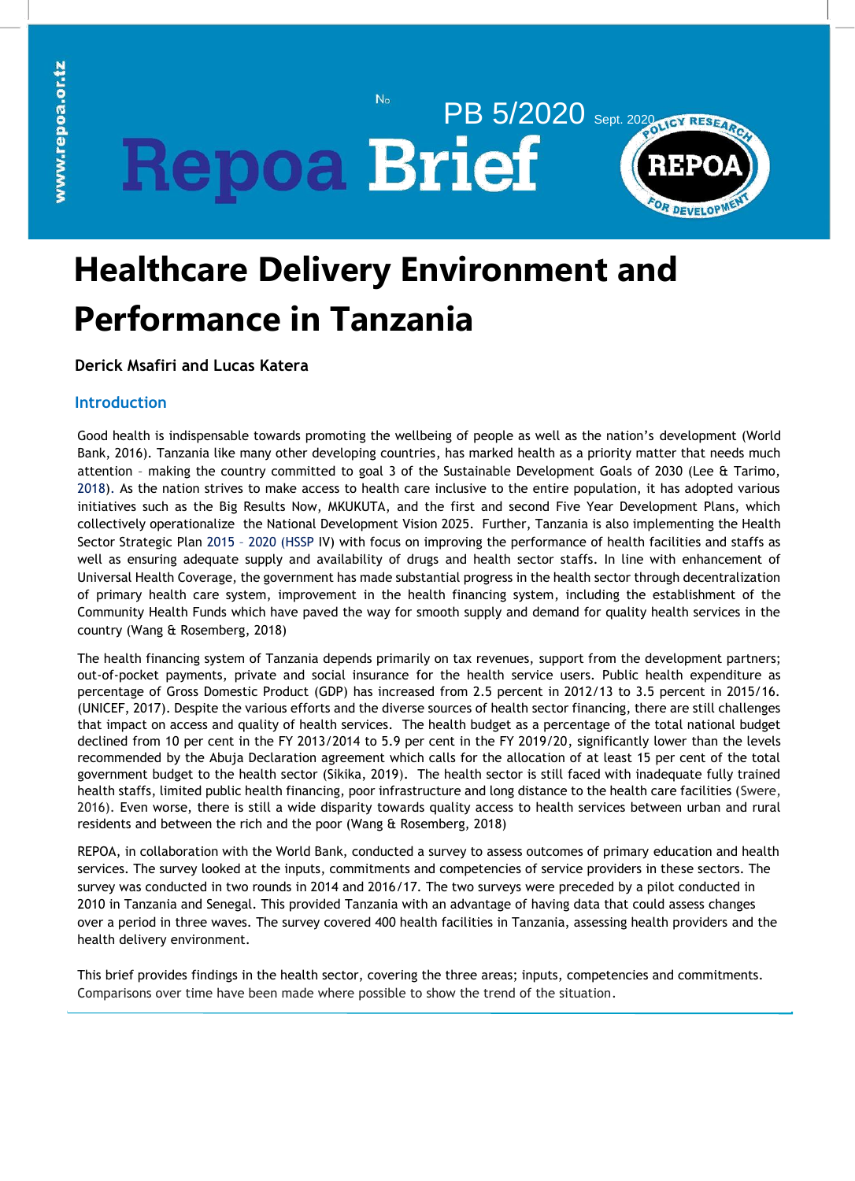# Repoa Brief

No PB 5/2020 Sept. 2020

# Healthcare Delivery Environment and Performance in Tanzania

**Derick Msafiri and Lucas Katera**

## Introduction

Good health is indispensable towards promoting the wellbeing of people as well as the nation's development (World Bank, 2016). Tanzania like many other developing countries, has marked health as a priority matter that needs much attention – making the country committed to goal 3 of the Sustainable Development Goals of 2030 (Lee & Tarimo, 2018). As the nation strives to make access to health care inclusive to the entire population, it has adopted various initiatives such as the Big Results Now, MKUKUTA, and the first and second Five Year Development Plans, which collectively operationalize the National Development Vision 2025. Further, Tanzania is also implementing the Health Sector Strategic Plan 2015 – 2020 (HSSP IV) with focus on improving the performance of health facilities and staffs as well as ensuring adequate supply and availability of drugs and health sector staffs. In line with enhancement of Universal Health Coverage, the government has made substantial progress in the health sector through decentralization of primary health care system, improvement in the health financing system, including the establishment of the Community Health Funds which have paved the way for smooth supply and demand for quality health services in the country (Wang & Rosemberg, 2018)

The health financing system of Tanzania depends primarily on tax revenues, support from the development partners; out-of-pocket payments, private and social insurance for the health service users. Public health expenditure as percentage of Gross Domestic Product (GDP) has increased from 2.5 percent in 2012/13 to 3.5 percent in 2015/16. (UNICEF, 2017). Despite the various efforts and the diverse sources of health sector financing, there are still challenges that impact on access and quality of health services. The health budget as a percentage of the total national budget declined from 10 per cent in the FY 2013/2014 to 5.9 per cent in the FY 2019/20, significantly lower than the levels recommended by the Abuja Declaration agreement which calls for the allocation of at least 15 per cent of the total government budget to the health sector (Sikika, 2019). The health sector is still faced with inadequate fully trained health staffs, limited public health financing, poor infrastructure and long distance to the health care facilities (Swere, 2016). Even worse, there is still a wide disparity towards quality access to health services between urban and rural residents and between the rich and the poor (Wang & Rosemberg, 2018)

REPOA, in collaboration with the World Bank, conducted a survey to assess outcomes of primary education and health services. The survey looked at the inputs, commitments and competencies of service providers in these sectors. The survey was conducted in two rounds in 2014 and 2016/17. The two surveys were preceded by a pilot conducted in 2010 in Tanzania and Senegal. This provided Tanzania with an advantage of having data that could assess changes over a period in three waves. The survey covered 400 health facilities in Tanzania, assessing health providers and the health delivery environment.

This brief provides findings in the health sector, covering the three areas; inputs, competencies and commitments. Comparisons over time have been made where possible to show the trend of the situation.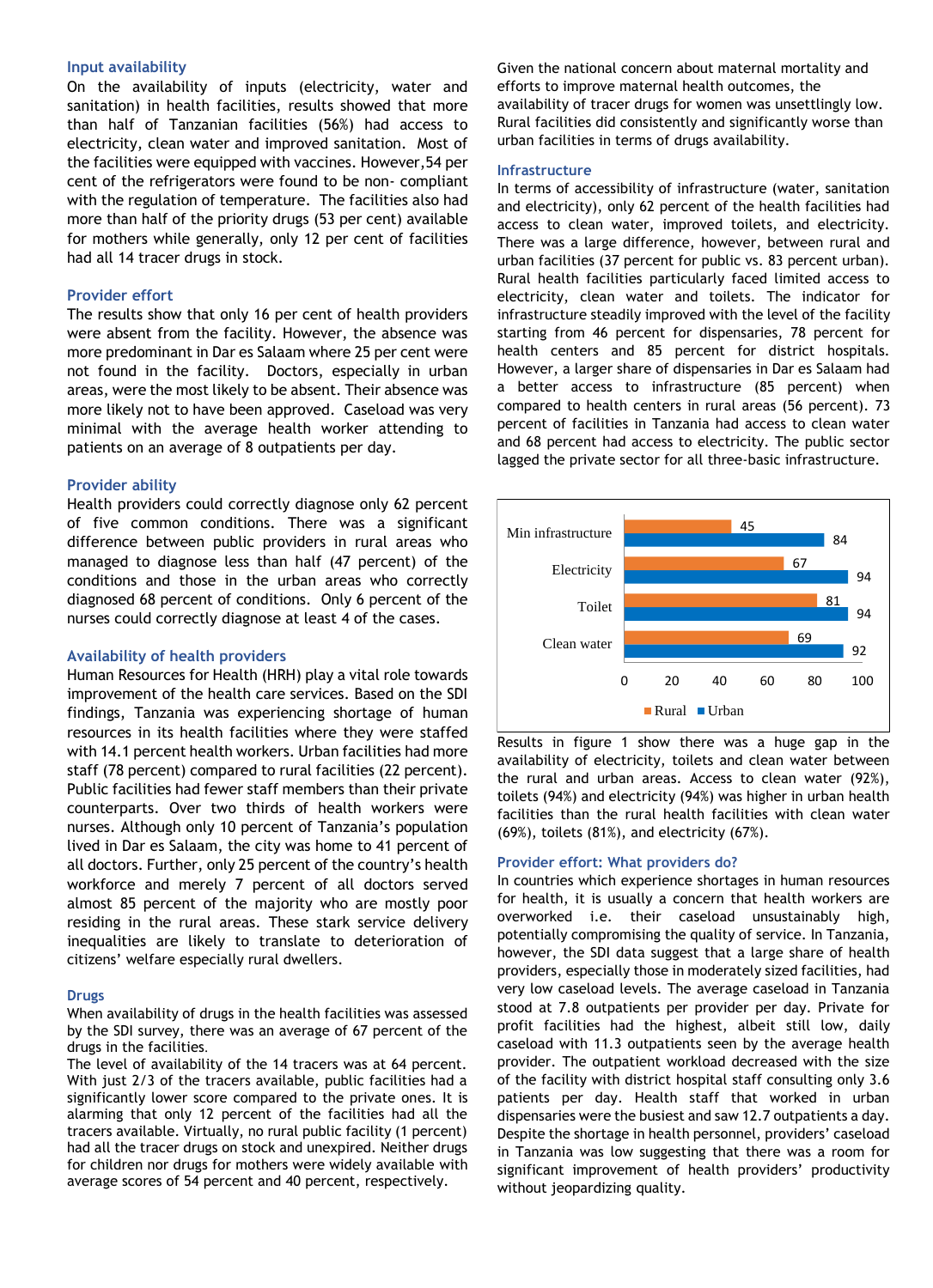### Input availability

On the availability of inputs (electricity, water and sanitation) in health facilities, results showed that more than half of Tanzanian facilities (56%) had access to electricity, clean water and improved sanitation. Most of the facilities were equipped with vaccines. However,54 per cent of the refrigerators were found to be non- compliant with the regulation of temperature. The facilities also had more than half of the priority drugs (53 per cent) available for mothers while generally, only 12 per cent of facilities had all 14 tracer drugs in stock.

### Provider effort

The results show that only 16 per cent of health providers were absent from the facility. However, the absence was more predominant in Dar es Salaam where 25 per cent were not found in the facility. Doctors, especially in urban areas, were the most likely to be absent. Their absence was more likely not to have been approved. Caseload was very minimal with the average health worker attending to patients on an average of 8 outpatients per day.

### Provider ability

Health providers could correctly diagnose only 62 percent of five common conditions. There was a significant difference between public providers in rural areas who managed to diagnose less than half (47 percent) of the conditions and those in the urban areas who correctly diagnosed 68 percent of conditions. Only 6 percent of the nurses could correctly diagnose at least 4 of the cases.

### Availability of health providers

Human Resources for Health (HRH) play a vital role towards improvement of the health care services. Based on the SDI findings, Tanzania was experiencing shortage of human resources in its health facilities where they were staffed with 14.1 percent health workers. Urban facilities had more staff (78 percent) compared to rural facilities (22 percent). Public facilities had fewer staff members than their private counterparts. Over two thirds of health workers were nurses. Although only 10 percent of Tanzania's population lived in Dar es Salaam, the city was home to 41 percent of all doctors. Further, only 25 percent of the country's health workforce and merely 7 percent of all doctors served almost 85 percent of the majority who are mostly poor residing in the rural areas. These stark service delivery inequalities are likely to translate to deterioration of citizens' welfare especially rural dwellers.

### Drugs

When availability of drugs in the health facilities was assessed by the SDI survey, there was an average of 67 percent of the drugs in the facilities.

The level of availability of the 14 tracers was at 64 percent. With just 2/3 of the tracers available, public facilities had a significantly lower score compared to the private ones. It is alarming that only 12 percent of the facilities had all the tracers available. Virtually, no rural public facility (1 percent) had all the tracer drugs on stock and unexpired. Neither drugs for children nor drugs for mothers were widely available with average scores of 54 percent and 40 percent, respectively.

Given the national concern about maternal mortality and efforts to improve maternal health outcomes, the availability of tracer drugs for women was unsettlingly low. Rural facilities did consistently and significantly worse than urban facilities in terms of drugs availability.

### Infrastructure

In terms of accessibility of infrastructure (water, sanitation and electricity), only 62 percent of the health facilities had access to clean water, improved toilets, and electricity. There was a large difference, however, between rural and urban facilities (37 percent for public vs. 83 percent urban). Rural health facilities particularly faced limited access to electricity, clean water and toilets. The indicator for infrastructure steadily improved with the level of the facility starting from 46 percent for dispensaries, 78 percent for health centers and 85 percent for district hospitals. However, a larger share of dispensaries in Dar es Salaam had a better access to infrastructure (85 percent) when compared to health centers in rural areas (56 percent). 73 percent of facilities in Tanzania had access to clean water and 68 percent had access to electricity. The public sector lagged the private sector for all three-basic infrastructure.

| | Rural | Urban |
|---|---|---|
| Min infrastructure | 45 | 84 |
| Electricity | 67 | 94 |
| Toilet | 81 | 94 |
| Clean water | 69 | 92 |

Results in figure 1 show there was a huge gap in the availability of electricity, toilets and clean water between the rural and urban areas. Access to clean water (92%), toilets (94%) and electricity (94%) was higher in urban health facilities than the rural health facilities with clean water (69%), toilets (81%), and electricity (67%).

### Provider effort: What providers do?

In countries which experience shortages in human resources for health, it is usually a concern that health workers are overworked i.e. their caseload unsustainably high, potentially compromising the quality of service. In Tanzania, however, the SDI data suggest that a large share of health providers, especially those in moderately sized facilities, had very low caseload levels. The average caseload in Tanzania stood at 7.8 outpatients per provider per day. Private for profit facilities had the highest, albeit still low, daily caseload with 11.3 outpatients seen by the average health provider. The outpatient workload decreased with the size of the facility with district hospital staff consulting only 3.6 patients per day. Health staff that worked in urban dispensaries were the busiest and saw 12.7 outpatients a day. Despite the shortage in health personnel, providers' caseload in Tanzania was low suggesting that there was a room for significant improvement of health providers' productivity without jeopardizing quality.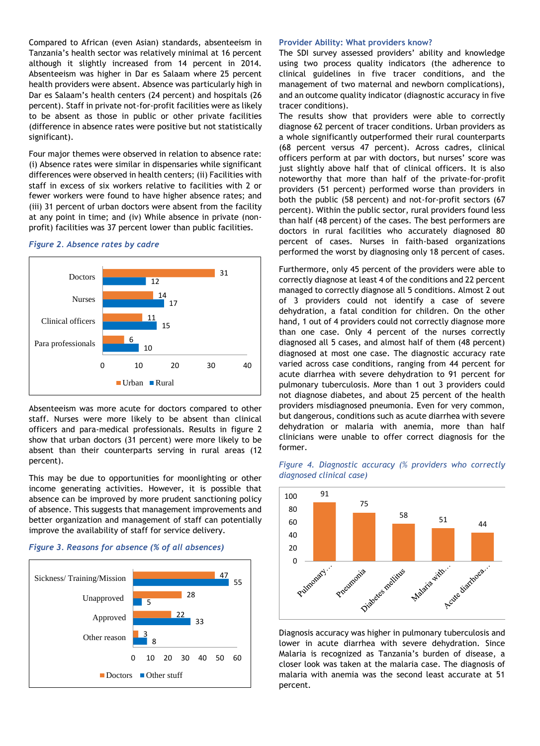Compared to African (even Asian) standards, absenteeism in Tanzania's health sector was relatively minimal at 16 percent although it slightly increased from 14 percent in 2014. Absenteeism was higher in Dar es Salaam where 25 percent health providers were absent. Absence was particularly high in Dar es Salaam's health centers (24 percent) and hospitals (26 percent). Staff in private not-for-profit facilities were as likely to be absent as those in public or other private facilities (difference in absence rates were positive but not statistically significant).

Four major themes were observed in relation to absence rate: (i) Absence rates were similar in dispensaries while significant differences were observed in health centers; (ii) Facilities with staff in excess of six workers relative to facilities with 2 or fewer workers were found to have higher absence rates; and (iii) 31 percent of urban doctors were absent from the facility at any point in time; and (iv) While absence in private (non-profit) facilities was 37 percent lower than public facilities.

*Figure 2. Absence rates by cadre*

| Cadre | Urban | Rural |
|---|---|---|
| Doctors | 31 | 12 |
| Nurses | 14 | 17 |
| Clinical officers | 11 | 15 |
| Para professionals | 6 | 10 |

Absenteeism was more acute for doctors compared to other staff. Nurses were more likely to be absent than clinical officers and para-medical professionals. Results in figure 2 show that urban doctors (31 percent) were more likely to be absent than their counterparts serving in rural areas (12 percent).

This may be due to opportunities for moonlighting or other income generating activities. However, it is possible that absence can be improved by more prudent sanctioning policy of absence. This suggests that management improvements and better organization and management of staff can potentially improve the availability of staff for service delivery.

*Figure 3. Reasons for absence (% of all absences)*

| Reason | Doctors | Other stuff |
|---|---|---|
| Sickness/ Training/Mission | 47 | 55 |
| Unapproved | 28 | 5 |
| Approved | 22 | 33 |
| Other reason | 3 | 8 |

### Provider Ability: What providers know?

The SDI survey assessed providers' ability and knowledge using two process quality indicators (the adherence to clinical guidelines in five tracer conditions, and the management of two maternal and newborn complications), and an outcome quality indicator (diagnostic accuracy in five tracer conditions).

The results show that providers were able to correctly diagnose 62 percent of tracer conditions. Urban providers as a whole significantly outperformed their rural counterparts (68 percent versus 47 percent). Across cadres, clinical officers perform at par with doctors, but nurses' score was just slightly above half that of clinical officers. It is also noteworthy that more than half of the private-for-profit providers (51 percent) performed worse than providers in both the public (58 percent) and not-for-profit sectors (67 percent). Within the public sector, rural providers found less than half (48 percent) of the cases. The best performers are doctors in rural facilities who accurately diagnosed 80 percent of cases. Nurses in faith-based organizations performed the worst by diagnosing only 18 percent of cases.

Furthermore, only 45 percent of the providers were able to correctly diagnose at least 4 of the conditions and 22 percent managed to correctly diagnose all 5 conditions. Almost 2 out of 3 providers could not identify a case of severe dehydration, a fatal condition for children. On the other hand, 1 out of 4 providers could not correctly diagnose more than one case. Only 4 percent of the nurses correctly diagnosed all 5 cases, and almost half of them (48 percent) diagnosed at most one case. The diagnostic accuracy rate varied across case conditions, ranging from 44 percent for acute diarrhea with severe dehydration to 91 percent for pulmonary tuberculosis. More than 1 out 3 providers could not diagnose diabetes, and about 25 percent of the health providers misdiagnosed pneumonia. Even for very common, but dangerous, conditions such as acute diarrhea with severe dehydration or malaria with anemia, more than half clinicians were unable to offer correct diagnosis for the former.

*Figure 4. Diagnostic accuracy (% providers who correctly diagnosed clinical case)*

| Condition | % |
|---|---|
| Pulmonary… | 91 |
| Pneumonia | 75 |
| Diabetes mellitus | 58 |
| Malaria with… | 51 |
| Acute diarrhoea… | 44 |

Diagnosis accuracy was higher in pulmonary tuberculosis and lower in acute diarrhea with severe dehydration. Since Malaria is recognized as Tanzania's burden of disease, a closer look was taken at the malaria case. The diagnosis of malaria with anemia was the second least accurate at 51 percent.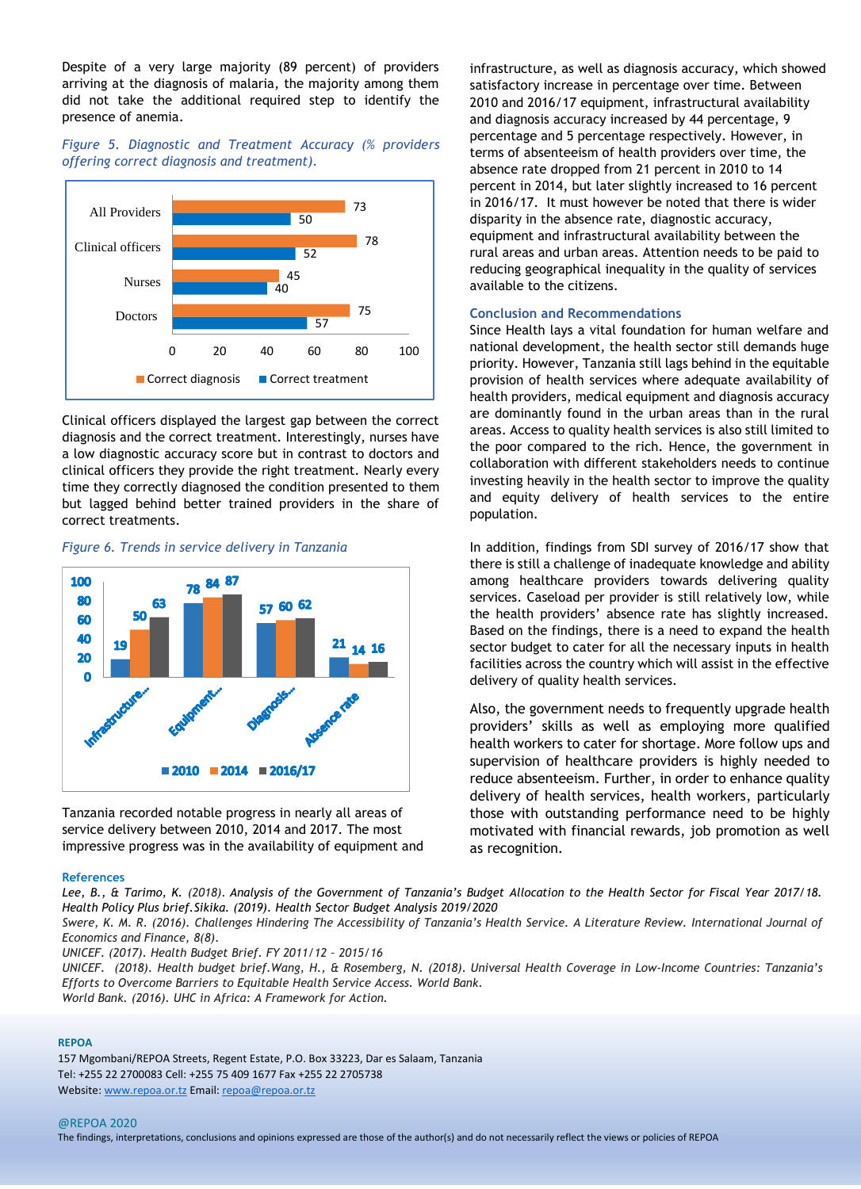Despite of a very large majority (89 percent) of providers arriving at the diagnosis of malaria, the majority among them did not take the additional required step to identify the presence of anemia.

*Figure 5. Diagnostic and Treatment Accuracy (% providers offering correct diagnosis and treatment).*

All Providers
Clinical officers
Nurses
Doctors
73
50
78
52
45
40
75
57
0 20 40 60 80 100
Correct diagnosis
Correct treatment

Clinical officers displayed the largest gap between the correct diagnosis and the correct treatment. Interestingly, nurses have a low diagnostic accuracy score but in contrast to doctors and clinical officers they provide the right treatment. Nearly every time they correctly diagnosed the condition presented to them but lagged behind better trained providers in the share of correct treatments.

*Figure 6. Trends in service delivery in Tanzania*

100
80
60
40
20
0
19 50 63
78 84 87
57 60 62
21 14 16
Infrastructure...
Equipment...
Diagnosis...
Absence rate
2010
2014
2016/17

Tanzania recorded notable progress in nearly all areas of service delivery between 2010, 2014 and 2017. The most impressive progress was in the availability of equipment and infrastructure, as well as diagnosis accuracy, which showed satisfactory increase in percentage over time. Between 2010 and 2016/17 equipment, infrastructural availability and diagnosis accuracy increased by 44 percentage, 9 percentage and 5 percentage respectively. However, in terms of absenteeism of health providers over time, the absence rate dropped from 21 percent in 2010 to 14 percent in 2014, but later slightly increased to 16 percent in 2016/17. It must however be noted that there is wider disparity in the absence rate, diagnostic accuracy, equipment and infrastructural availability between the rural areas and urban areas. Attention needs to be paid to reducing geographical inequality in the quality of services available to the citizens.

## Conclusion and Recommendations

Since Health lays a vital foundation for human welfare and national development, the health sector still demands huge priority. However, Tanzania still lags behind in the equitable provision of health services where adequate availability of health providers, medical equipment and diagnosis accuracy are dominantly found in the urban areas than in the rural areas. Access to quality health services is also still limited to the poor compared to the rich. Hence, the government in collaboration with different stakeholders needs to continue investing heavily in the health sector to improve the quality and equity delivery of health services to the entire population.

In addition, findings from SDI survey of 2016/17 show that there is still a challenge of inadequate knowledge and ability among healthcare providers towards delivering quality services. Caseload per provider is still relatively low, while the health providers' absence rate has slightly increased. Based on the findings, there is a need to expand the health sector budget to cater for all the necessary inputs in health facilities across the country which will assist in the effective delivery of quality health services.

Also, the government needs to frequently upgrade health providers' skills as well as employing more qualified health workers to cater for shortage. More follow ups and supervision of healthcare providers is highly needed to reduce absenteeism. Further, in order to enhance quality delivery of health services, health workers, particularly those with outstanding performance need to be highly motivated with financial rewards, job promotion as well as recognition.

## References

*Lee, B., & Tarimo, K. (2018). Analysis of the Government of Tanzania's Budget Allocation to the Health Sector for Fiscal Year 2017/18. Health Policy Plus brief.Sikika. (2019). Health Sector Budget Analysis 2019/2020*

*Swere, K. M. R. (2016). Challenges Hindering The Accessibility of Tanzania's Health Service. A Literature Review. International Journal of Economics and Finance, 8(8).*

*UNICEF. (2017). Health Budget Brief. FY 2011/12 – 2015/16*

*UNICEF. (2018). Health budget brief.Wang, H., & Rosemberg, N. (2018). Universal Health Coverage in Low-Income Countries: Tanzania's Efforts to Overcome Barriers to Equitable Health Service Access. World Bank.*

*World Bank. (2016). UHC in Africa: A Framework for Action.*

**REPOA**
157 Mgombani/REPOA Streets, Regent Estate, P.O. Box 33223, Dar es Salaam, Tanzania
Tel: +255 22 2700083 Cell: +255 75 409 1677 Fax +255 22 2705738
Website: www.repoa.or.tz Email: repoa@repoa.or.tz

@REPOA 2020
The findings, interpretations, conclusions and opinions expressed are those of the author(s) and do not necessarily reflect the views or policies of REPOA